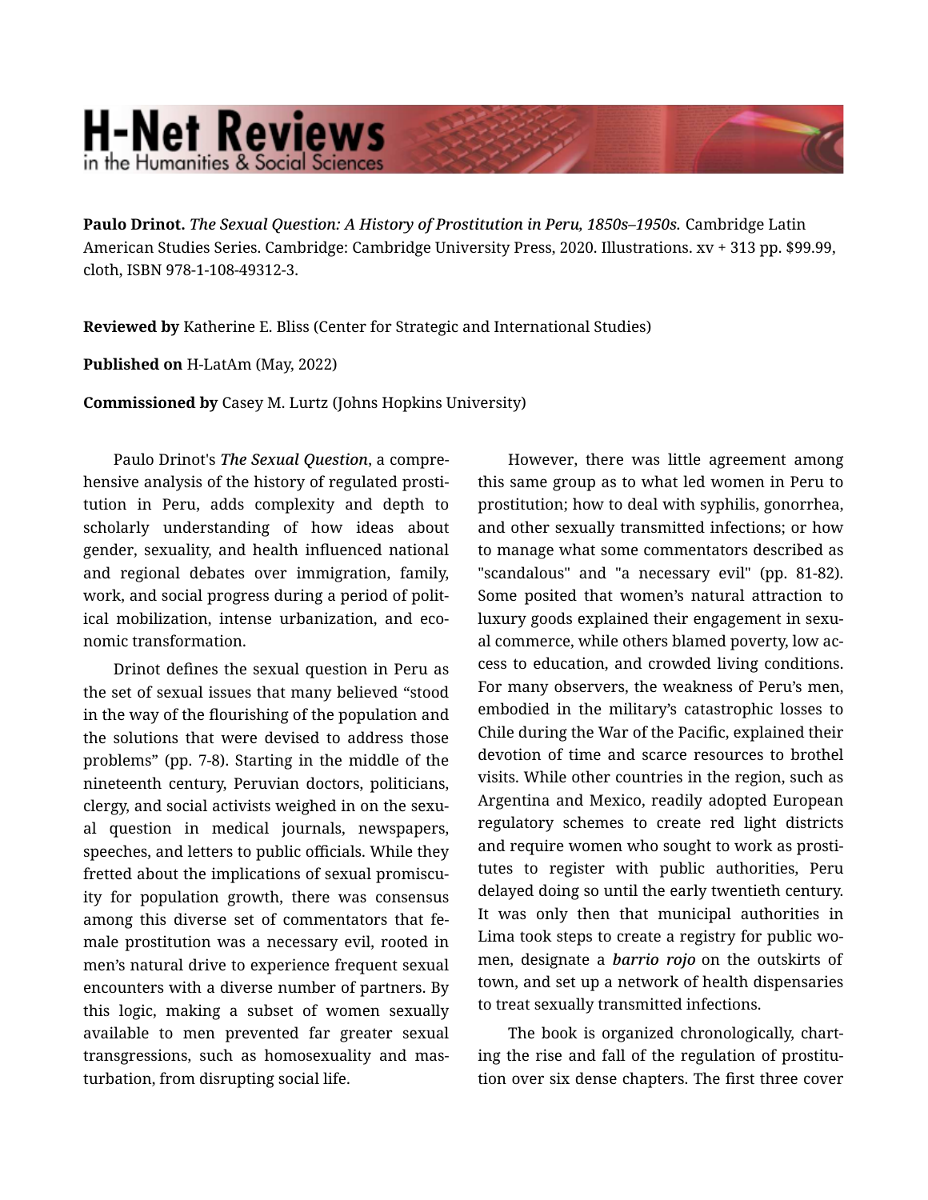**Paulo Drinot.** *The Sexual Question: A History of Prostitution in Peru, 1850s–1950s.* Cambridge Latin American Studies Series. Cambridge: Cambridge University Press, 2020. Illustrations. xv + 313 pp. $99.99, cloth, ISBN 978-1-108-49312-3.

**Reviewed by** Katherine E. Bliss (Center for Strategic and International Studies)

**Published on** H-LatAm (May, 2022)

**Commissioned by** Casey M. Lurtz (Johns Hopkins University)

Paulo Drinot's *The Sexual Question*, a comprehensive analysis of the history of regulated prostitution in Peru, adds complexity and depth to scholarly understanding of how ideas about gender, sexuality, and health influenced national and regional debates over immigration, family, work, and social progress during a period of political mobilization, intense urbanization, and economic transformation.

Drinot defines the sexual question in Peru as the set of sexual issues that many believed "stood in the way of the flourishing of the population and the solutions that were devised to address those problems" (pp. 7-8). Starting in the middle of the nineteenth century, Peruvian doctors, politicians, clergy, and social activists weighed in on the sexual question in medical journals, newspapers, speeches, and letters to public officials. While they fretted about the implications of sexual promiscuity for population growth, there was consensus among this diverse set of commentators that female prostitution was a necessary evil, rooted in men's natural drive to experience frequent sexual encounters with a diverse number of partners. By this logic, making a subset of women sexually available to men prevented far greater sexual transgressions, such as homosexuality and masturbation, from disrupting social life.

However, there was little agreement among this same group as to what led women in Peru to prostitution; how to deal with syphilis, gonorrhea, and other sexually transmitted infections; or how to manage what some commentators described as "scandalous" and "a necessary evil" (pp. 81-82). Some posited that women's natural attraction to luxury goods explained their engagement in sexual commerce, while others blamed poverty, low access to education, and crowded living conditions. For many observers, the weakness of Peru's men, embodied in the military's catastrophic losses to Chile during the War of the Pacific, explained their devotion of time and scarce resources to brothel visits. While other countries in the region, such as Argentina and Mexico, readily adopted European regulatory schemes to create red light districts and require women who sought to work as prostitutes to register with public authorities, Peru delayed doing so until the early twentieth century. It was only then that municipal authorities in Lima took steps to create a registry for public women, designate a ***barrio rojo*** on the outskirts of town, and set up a network of health dispensaries to treat sexually transmitted infections.

The book is organized chronologically, charting the rise and fall of the regulation of prostitution over six dense chapters. The first three cover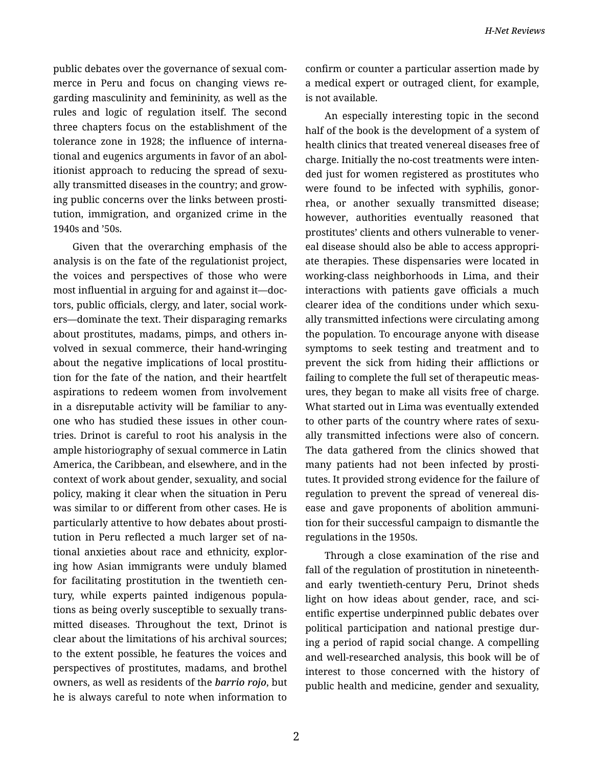public debates over the governance of sexual commerce in Peru and focus on changing views regarding masculinity and femininity, as well as the rules and logic of regulation itself. The second three chapters focus on the establishment of the tolerance zone in 1928; the influence of international and eugenics arguments in favor of an abolitionist approach to reducing the spread of sexually transmitted diseases in the country; and growing public concerns over the links between prostitution, immigration, and organized crime in the 1940s and '50s.

Given that the overarching emphasis of the analysis is on the fate of the regulationist project, the voices and perspectives of those who were most influential in arguing for and against it—doctors, public officials, clergy, and later, social workers—dominate the text. Their disparaging remarks about prostitutes, madams, pimps, and others involved in sexual commerce, their hand-wringing about the negative implications of local prostitution for the fate of the nation, and their heartfelt aspirations to redeem women from involvement in a disreputable activity will be familiar to anyone who has studied these issues in other countries. Drinot is careful to root his analysis in the ample historiography of sexual commerce in Latin America, the Caribbean, and elsewhere, and in the context of work about gender, sexuality, and social policy, making it clear when the situation in Peru was similar to or different from other cases. He is particularly attentive to how debates about prostitution in Peru reflected a much larger set of national anxieties about race and ethnicity, exploring how Asian immigrants were unduly blamed for facilitating prostitution in the twentieth century, while experts painted indigenous populations as being overly susceptible to sexually transmitted diseases. Throughout the text, Drinot is clear about the limitations of his archival sources; to the extent possible, he features the voices and perspectives of prostitutes, madams, and brothel owners, as well as residents of the ***barrio rojo***, but he is always careful to note when information to confirm or counter a particular assertion made by a medical expert or outraged client, for example, is not available.

An especially interesting topic in the second half of the book is the development of a system of health clinics that treated venereal diseases free of charge. Initially the no-cost treatments were intended just for women registered as prostitutes who were found to be infected with syphilis, gonorrhea, or another sexually transmitted disease; however, authorities eventually reasoned that prostitutes' clients and others vulnerable to venereal disease should also be able to access appropriate therapies. These dispensaries were located in working-class neighborhoods in Lima, and their interactions with patients gave officials a much clearer idea of the conditions under which sexually transmitted infections were circulating among the population. To encourage anyone with disease symptoms to seek testing and treatment and to prevent the sick from hiding their afflictions or failing to complete the full set of therapeutic measures, they began to make all visits free of charge. What started out in Lima was eventually extended to other parts of the country where rates of sexually transmitted infections were also of concern. The data gathered from the clinics showed that many patients had not been infected by prostitutes. It provided strong evidence for the failure of regulation to prevent the spread of venereal disease and gave proponents of abolition ammunition for their successful campaign to dismantle the regulations in the 1950s.

Through a close examination of the rise and fall of the regulation of prostitution in nineteenth- and early twentieth-century Peru, Drinot sheds light on how ideas about gender, race, and scientific expertise underpinned public debates over political participation and national prestige during a period of rapid social change. A compelling and well-researched analysis, this book will be of interest to those concerned with the history of public health and medicine, gender and sexuality,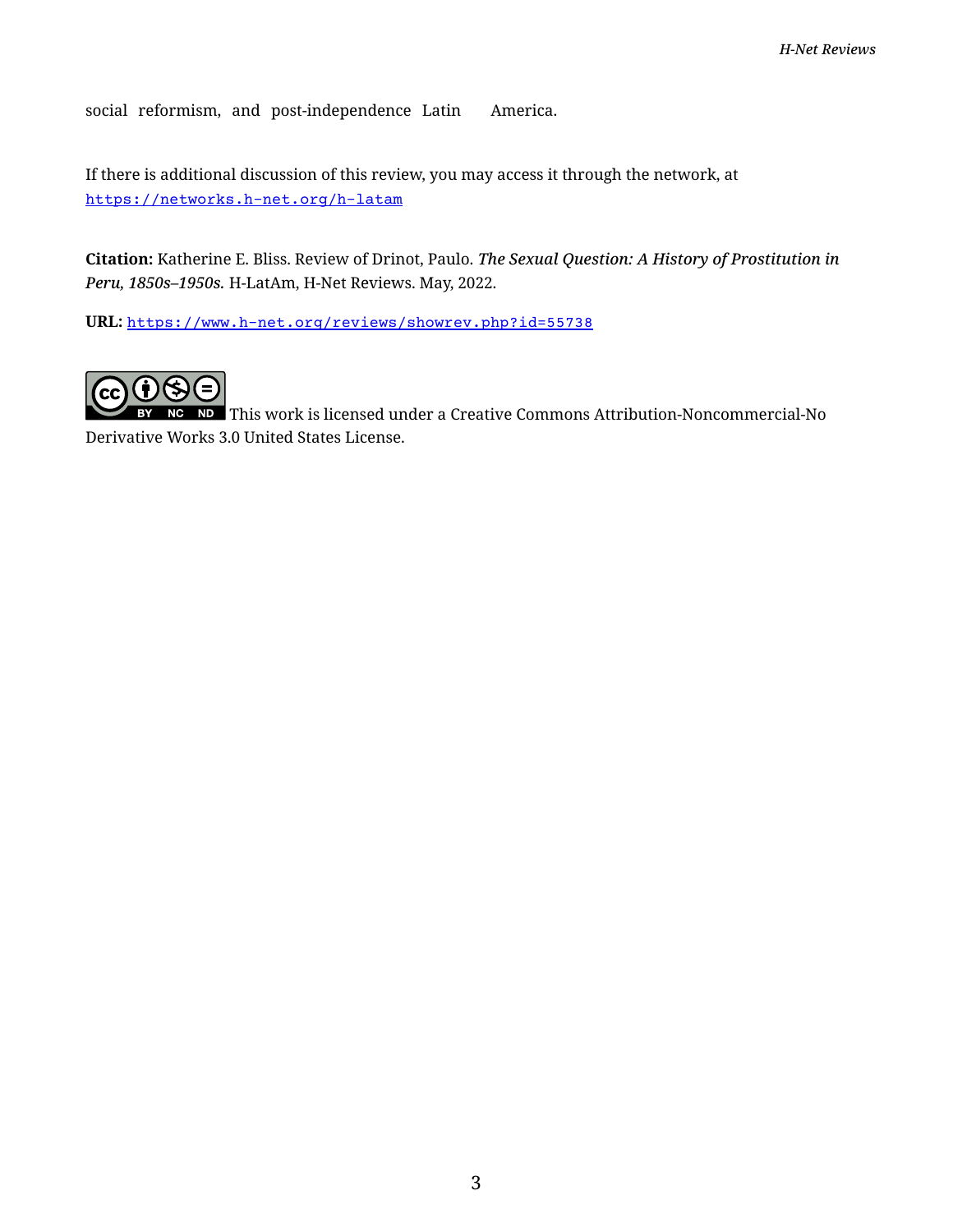social reformism, and post-independence Latin America.

If there is additional discussion of this review, you may access it through the network, at https://networks.h-net.org/h-latam

**Citation:** Katherine E. Bliss. Review of Drinot, Paulo. ***The Sexual Question: A History of Prostitution in Peru, 1850s–1950s.*** H-LatAm, H-Net Reviews. May, 2022.

**URL:** https://www.h-net.org/reviews/showrev.php?id=55738

This work is licensed under a Creative Commons Attribution-Noncommercial-No Derivative Works 3.0 United States License.